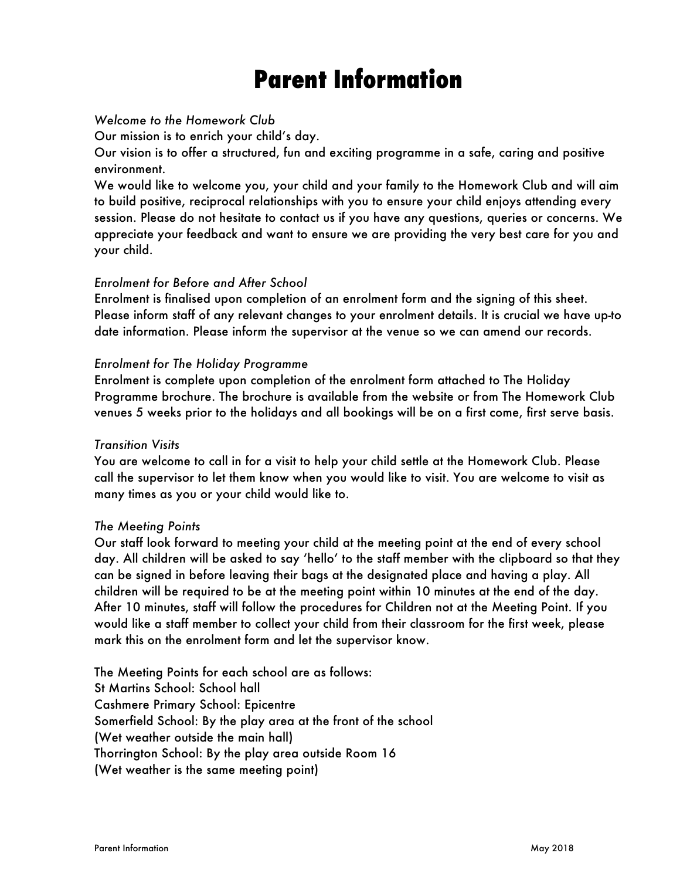# Parent Information

*Welcome to the Homework Club*

Our mission is to enrich your child's day.

Our vision is to offer a structured, fun and exciting programme in a safe, caring and positive environment.

We would like to welcome you, your child and your family to the Homework Club and will aim to build positive, reciprocal relationships with you to ensure your child enjoys attending every session. Please do not hesitate to contact us if you have any questions, queries or concerns. We appreciate your feedback and want to ensure we are providing the very best care for you and your child.

*Enrolment for Before and After School*

Enrolment is finalised upon completion of an enrolment form and the signing of this sheet. Please inform staff of any relevant changes to your enrolment details. It is crucial we have up-to date information. Please inform the supervisor at the venue so we can amend our records.

*Enrolment for The Holiday Programme*

Enrolment is complete upon completion of the enrolment form attached to The Holiday Programme brochure. The brochure is available from the website or from The Homework Club venues 5 weeks prior to the holidays and all bookings will be on a first come, first serve basis.

*Transition Visits*

You are welcome to call in for a visit to help your child settle at the Homework Club. Please call the supervisor to let them know when you would like to visit. You are welcome to visit as many times as you or your child would like to.

*The Meeting Points*

Our staff look forward to meeting your child at the meeting point at the end of every school day. All children will be asked to say 'hello' to the staff member with the clipboard so that they can be signed in before leaving their bags at the designated place and having a play. All children will be required to be at the meeting point within 10 minutes at the end of the day. After 10 minutes, staff will follow the procedures for Children not at the Meeting Point. If you would like a staff member to collect your child from their classroom for the first week, please mark this on the enrolment form and let the supervisor know.

The Meeting Points for each school are as follows:
St Martins School: School hall
Cashmere Primary School: Epicentre
Somerfield School: By the play area at the front of the school
(Wet weather outside the main hall)
Thorrington School: By the play area outside Room 16
(Wet weather is the same meeting point)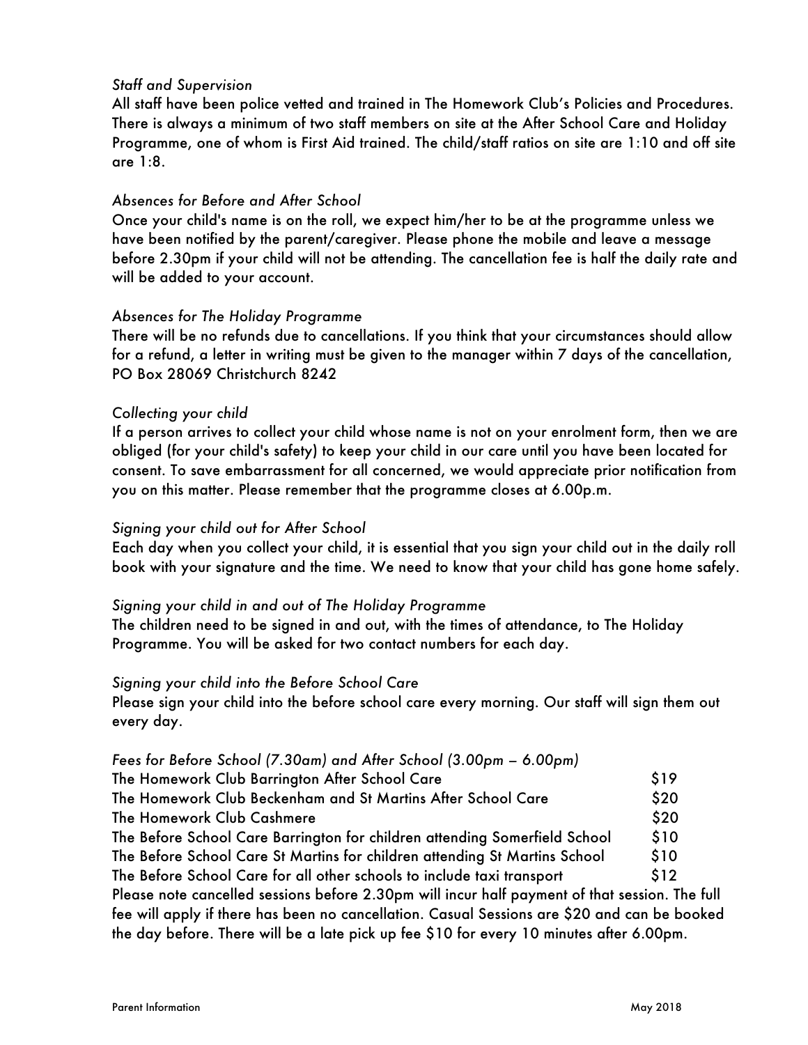*Staff and Supervision*

All staff have been police vetted and trained in The Homework Club's Policies and Procedures. There is always a minimum of two staff members on site at the After School Care and Holiday Programme, one of whom is First Aid trained. The child/staff ratios on site are 1:10 and off site are 1:8.

*Absences for Before and After School*

Once your child's name is on the roll, we expect him/her to be at the programme unless we have been notified by the parent/caregiver. Please phone the mobile and leave a message before 2.30pm if your child will not be attending. The cancellation fee is half the daily rate and will be added to your account.

*Absences for The Holiday Programme*

There will be no refunds due to cancellations. If you think that your circumstances should allow for a refund, a letter in writing must be given to the manager within 7 days of the cancellation, PO Box 28069 Christchurch 8242

*Collecting your child*

If a person arrives to collect your child whose name is not on your enrolment form, then we are obliged (for your child's safety) to keep your child in our care until you have been located for consent. To save embarrassment for all concerned, we would appreciate prior notification from you on this matter. Please remember that the programme closes at 6.00p.m.

*Signing your child out for After School*

Each day when you collect your child, it is essential that you sign your child out in the daily roll book with your signature and the time. We need to know that your child has gone home safely.

*Signing your child in and out of The Holiday Programme*

The children need to be signed in and out, with the times of attendance, to The Holiday Programme. You will be asked for two contact numbers for each day.

*Signing your child into the Before School Care*

Please sign your child into the before school care every morning. Our staff will sign them out every day.

*Fees for Before School (7.30am) and After School (3.00pm – 6.00pm)*

| | |
|---|---|
| The Homework Club Barrington After School Care | $19 |
| The Homework Club Beckenham and St Martins After School Care | $20 |
| The Homework Club Cashmere | $20 |
| The Before School Care Barrington for children attending Somerfield School | $10 |
| The Before School Care St Martins for children attending St Martins School | $10 |
| The Before School Care for all other schools to include taxi transport | $12 |

Please note cancelled sessions before 2.30pm will incur half payment of that session. The full fee will apply if there has been no cancellation. Casual Sessions are $20 and can be booked the day before. There will be a late pick up fee $10 for every 10 minutes after 6.00pm.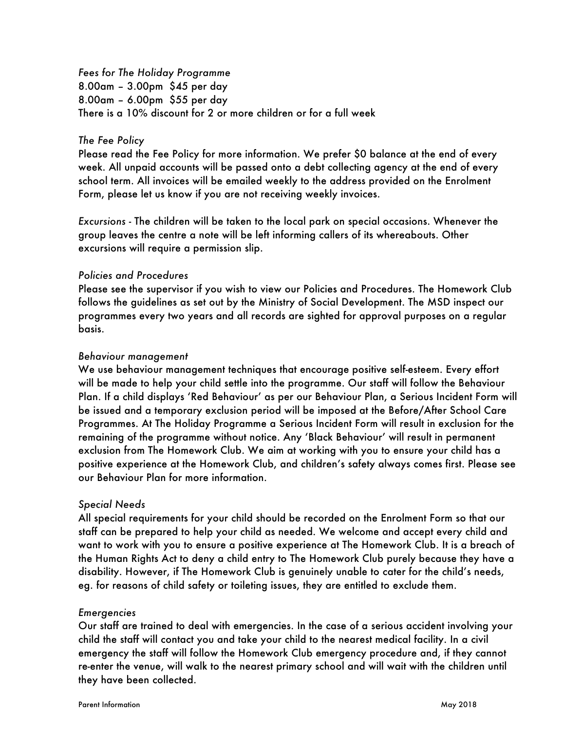*Fees for The Holiday Programme*
8.00am – 3.00pm  $45 per day
8.00am – 6.00pm  $55 per day
There is a 10% discount for 2 or more children or for a full week

*The Fee Policy*
Please read the Fee Policy for more information. We prefer $0 balance at the end of every week. All unpaid accounts will be passed onto a debt collecting agency at the end of every school term. All invoices will be emailed weekly to the address provided on the Enrolment Form, please let us know if you are not receiving weekly invoices.

*Excursions* - The children will be taken to the local park on special occasions. Whenever the group leaves the centre a note will be left informing callers of its whereabouts. Other excursions will require a permission slip.

*Policies and Procedures*
Please see the supervisor if you wish to view our Policies and Procedures. The Homework Club follows the guidelines as set out by the Ministry of Social Development. The MSD inspect our programmes every two years and all records are sighted for approval purposes on a regular basis.

*Behaviour management*
We use behaviour management techniques that encourage positive self-esteem. Every effort will be made to help your child settle into the programme. Our staff will follow the Behaviour Plan. If a child displays 'Red Behaviour' as per our Behaviour Plan, a Serious Incident Form will be issued and a temporary exclusion period will be imposed at the Before/After School Care Programmes. At The Holiday Programme a Serious Incident Form will result in exclusion for the remaining of the programme without notice. Any 'Black Behaviour' will result in permanent exclusion from The Homework Club. We aim at working with you to ensure your child has a positive experience at the Homework Club, and children's safety always comes first. Please see our Behaviour Plan for more information.

*Special Needs*
All special requirements for your child should be recorded on the Enrolment Form so that our staff can be prepared to help your child as needed. We welcome and accept every child and want to work with you to ensure a positive experience at The Homework Club. It is a breach of the Human Rights Act to deny a child entry to The Homework Club purely because they have a disability. However, if The Homework Club is genuinely unable to cater for the child's needs, eg. for reasons of child safety or toileting issues, they are entitled to exclude them.

*Emergencies*
Our staff are trained to deal with emergencies. In the case of a serious accident involving your child the staff will contact you and take your child to the nearest medical facility. In a civil emergency the staff will follow the Homework Club emergency procedure and, if they cannot re-enter the venue, will walk to the nearest primary school and will wait with the children until they have been collected.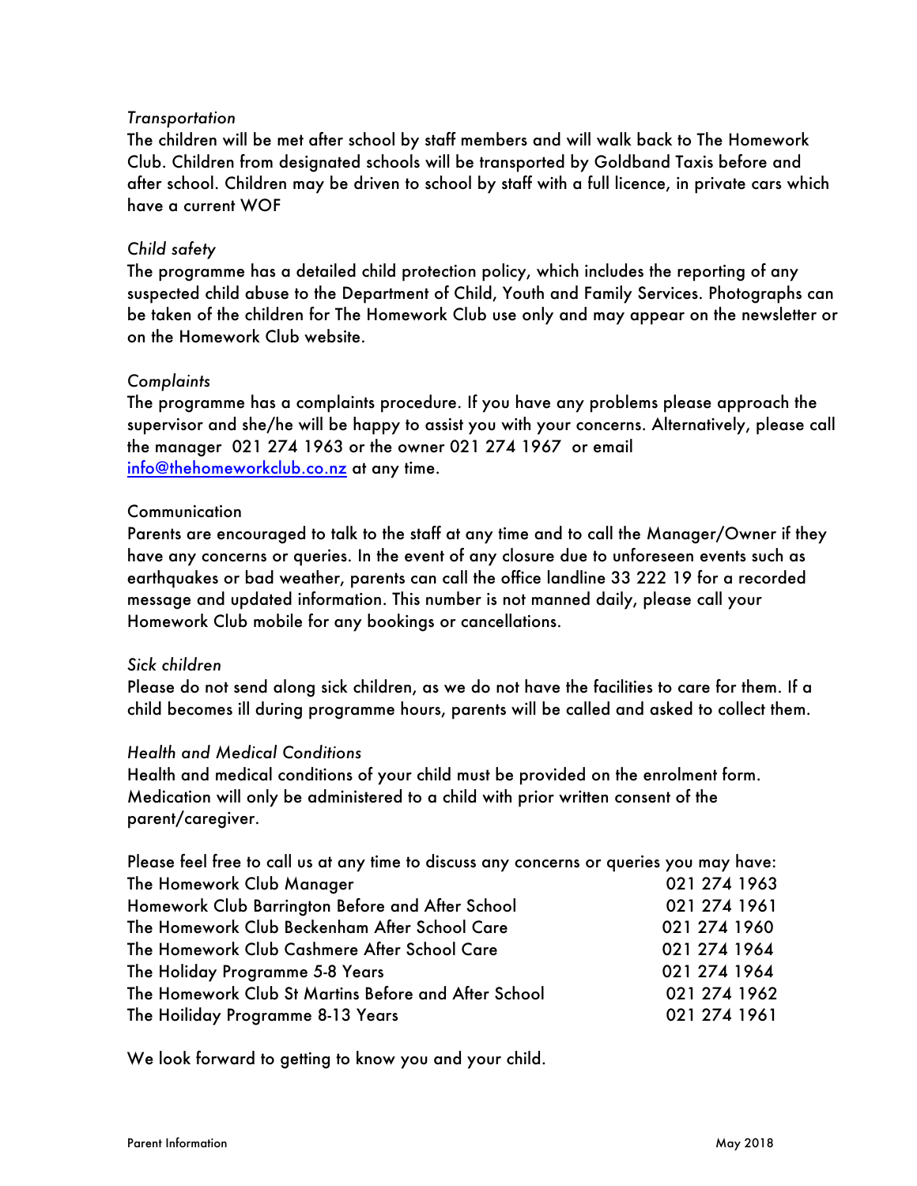*Transportation*

The children will be met after school by staff members and will walk back to The Homework Club. Children from designated schools will be transported by Goldband Taxis before and after school. Children may be driven to school by staff with a full licence, in private cars which have a current WOF

*Child safety*

The programme has a detailed child protection policy, which includes the reporting of any suspected child abuse to the Department of Child, Youth and Family Services. Photographs can be taken of the children for The Homework Club use only and may appear on the newsletter or on the Homework Club website.

*Complaints*

The programme has a complaints procedure. If you have any problems please approach the supervisor and she/he will be happy to assist you with your concerns. Alternatively, please call the manager 021 274 1963 or the owner 021 274 1967 or email info@thehomeworkclub.co.nz at any time.

Communication

Parents are encouraged to talk to the staff at any time and to call the Manager/Owner if they have any concerns or queries. In the event of any closure due to unforeseen events such as earthquakes or bad weather, parents can call the office landline 33 222 19 for a recorded message and updated information. This number is not manned daily, please call your Homework Club mobile for any bookings or cancellations.

*Sick children*

Please do not send along sick children, as we do not have the facilities to care for them. If a child becomes ill during programme hours, parents will be called and asked to collect them.

*Health and Medical Conditions*

Health and medical conditions of your child must be provided on the enrolment form. Medication will only be administered to a child with prior written consent of the parent/caregiver.

Please feel free to call us at any time to discuss any concerns or queries you may have:

| | |
|---|---|
| The Homework Club Manager | 021 274 1963 |
| Homework Club Barrington Before and After School | 021 274 1961 |
| The Homework Club Beckenham After School Care | 021 274 1960 |
| The Homework Club Cashmere After School Care | 021 274 1964 |
| The Holiday Programme 5-8 Years | 021 274 1964 |
| The Homework Club St Martins Before and After School | 021 274 1962 |
| The Hoiliday Programme 8-13 Years | 021 274 1961 |

We look forward to getting to know you and your child.